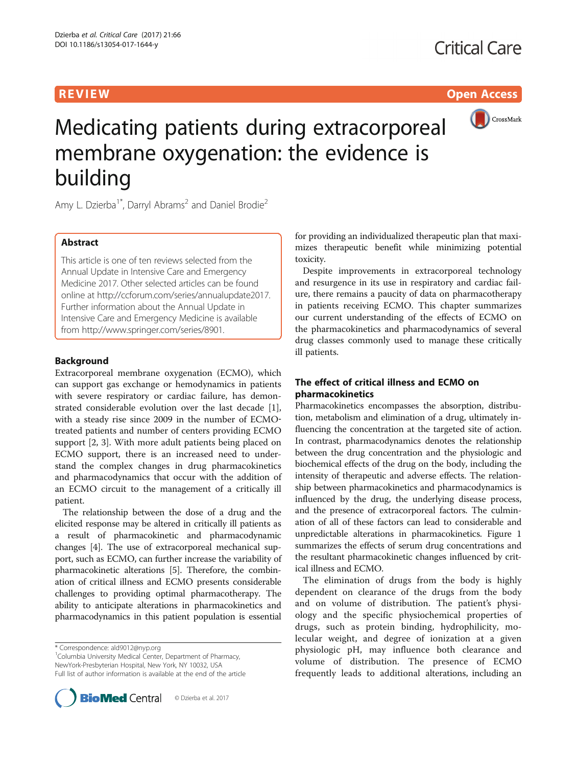REVIEW

Open Access

# Medicating patients during extracorporeal membrane oxygenation: the evidence is building

Amy L. Dzierba[1*], Darryl Abrams[2] and Daniel Brodie[2]

## Abstract

This article is one of ten reviews selected from the Annual Update in Intensive Care and Emergency Medicine 2017. Other selected articles can be found online at http://ccforum.com/series/annualupdate2017. Further information about the Annual Update in Intensive Care and Emergency Medicine is available from http://www.springer.com/series/8901.

## Background

Extracorporeal membrane oxygenation (ECMO), which can support gas exchange or hemodynamics in patients with severe respiratory or cardiac failure, has demonstrated considerable evolution over the last decade [1], with a steady rise since 2009 in the number of ECMO-treated patients and number of centers providing ECMO support [2, 3]. With more adult patients being placed on ECMO support, there is an increased need to understand the complex changes in drug pharmacokinetics and pharmacodynamics that occur with the addition of an ECMO circuit to the management of a critically ill patient.

The relationship between the dose of a drug and the elicited response may be altered in critically ill patients as a result of pharmacokinetic and pharmacodynamic changes [4]. The use of extracorporeal mechanical support, such as ECMO, can further increase the variability of pharmacokinetic alterations [5]. Therefore, the combination of critical illness and ECMO presents considerable challenges to providing optimal pharmacotherapy. The ability to anticipate alterations in pharmacokinetics and pharmacodynamics in this patient population is essential for providing an individualized therapeutic plan that maximizes therapeutic benefit while minimizing potential toxicity.

Despite improvements in extracorporeal technology and resurgence in its use in respiratory and cardiac failure, there remains a paucity of data on pharmacotherapy in patients receiving ECMO. This chapter summarizes our current understanding of the effects of ECMO on the pharmacokinetics and pharmacodynamics of several drug classes commonly used to manage these critically ill patients.

## The effect of critical illness and ECMO on pharmacokinetics

Pharmacokinetics encompasses the absorption, distribution, metabolism and elimination of a drug, ultimately influencing the concentration at the targeted site of action. In contrast, pharmacodynamics denotes the relationship between the drug concentration and the physiologic and biochemical effects of the drug on the body, including the intensity of therapeutic and adverse effects. The relationship between pharmacokinetics and pharmacodynamics is influenced by the drug, the underlying disease process, and the presence of extracorporeal factors. The culmination of all of these factors can lead to considerable and unpredictable alterations in pharmacokinetics. Figure 1 summarizes the effects of serum drug concentrations and the resultant pharmacokinetic changes influenced by critical illness and ECMO.

The elimination of drugs from the body is highly dependent on clearance of the drugs from the body and on volume of distribution. The patient's physiology and the specific physiochemical properties of drugs, such as protein binding, hydrophilicity, molecular weight, and degree of ionization at a given physiologic pH, may influence both clearance and volume of distribution. The presence of ECMO frequently leads to additional alterations, including an

\* Correspondence: ald9012@nyp.org
[1]Columbia University Medical Center, Department of Pharmacy, NewYork-Presbyterian Hospital, New York, NY 10032, USA
Full list of author information is available at the end of the article

© Dzierba et al. 2017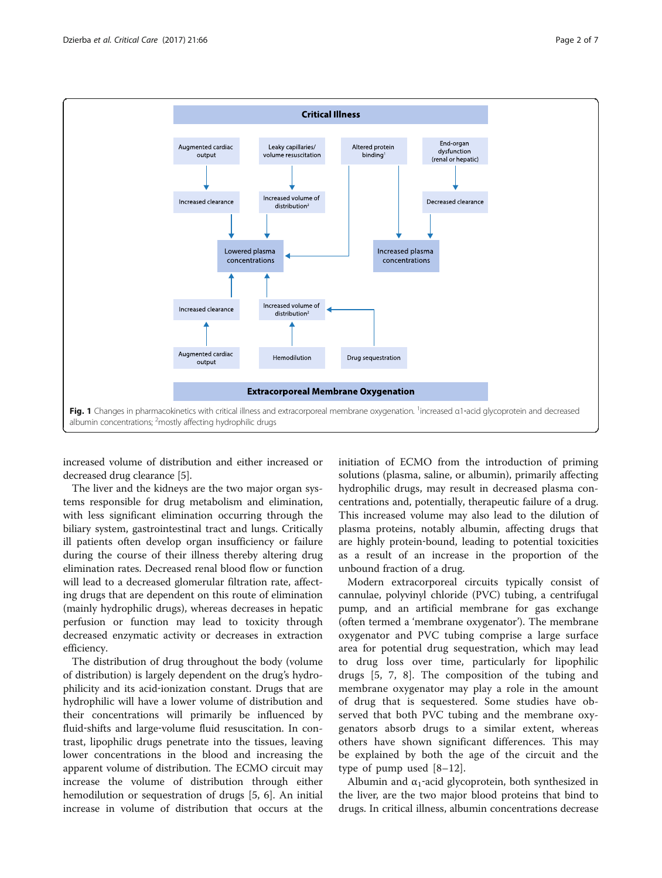Fig. 1 Changes in pharmacokinetics with critical illness and extracorporeal membrane oxygenation. [1]increased α1-acid glycoprotein and decreased albumin concentrations; [2]mostly affecting hydrophilic drugs

increased volume of distribution and either increased or decreased drug clearance [5].

The liver and the kidneys are the two major organ systems responsible for drug metabolism and elimination, with less significant elimination occurring through the biliary system, gastrointestinal tract and lungs. Critically ill patients often develop organ insufficiency or failure during the course of their illness thereby altering drug elimination rates. Decreased renal blood flow or function will lead to a decreased glomerular filtration rate, affecting drugs that are dependent on this route of elimination (mainly hydrophilic drugs), whereas decreases in hepatic perfusion or function may lead to toxicity through decreased enzymatic activity or decreases in extraction efficiency.

The distribution of drug throughout the body (volume of distribution) is largely dependent on the drug's hydrophilicity and its acid-ionization constant. Drugs that are hydrophilic will have a lower volume of distribution and their concentrations will primarily be influenced by fluid-shifts and large-volume fluid resuscitation. In contrast, lipophilic drugs penetrate into the tissues, leaving lower concentrations in the blood and increasing the apparent volume of distribution. The ECMO circuit may increase the volume of distribution through either hemodilution or sequestration of drugs [5, 6]. An initial increase in volume of distribution that occurs at the initiation of ECMO from the introduction of priming solutions (plasma, saline, or albumin), primarily affecting hydrophilic drugs, may result in decreased plasma concentrations and, potentially, therapeutic failure of a drug. This increased volume may also lead to the dilution of plasma proteins, notably albumin, affecting drugs that are highly protein-bound, leading to potential toxicities as a result of an increase in the proportion of the unbound fraction of a drug.

Modern extracorporeal circuits typically consist of cannulae, polyvinyl chloride (PVC) tubing, a centrifugal pump, and an artificial membrane for gas exchange (often termed a 'membrane oxygenator'). The membrane oxygenator and PVC tubing comprise a large surface area for potential drug sequestration, which may lead to drug loss over time, particularly for lipophilic drugs [5, 7, 8]. The composition of the tubing and membrane oxygenator may play a role in the amount of drug that is sequestered. Some studies have observed that both PVC tubing and the membrane oxygenators absorb drugs to a similar extent, whereas others have shown significant differences. This may be explained by both the age of the circuit and the type of pump used [8–12].

Albumin and $\alpha_1$-acid glycoprotein, both synthesized in the liver, are the two major blood proteins that bind to drugs. In critical illness, albumin concentrations decrease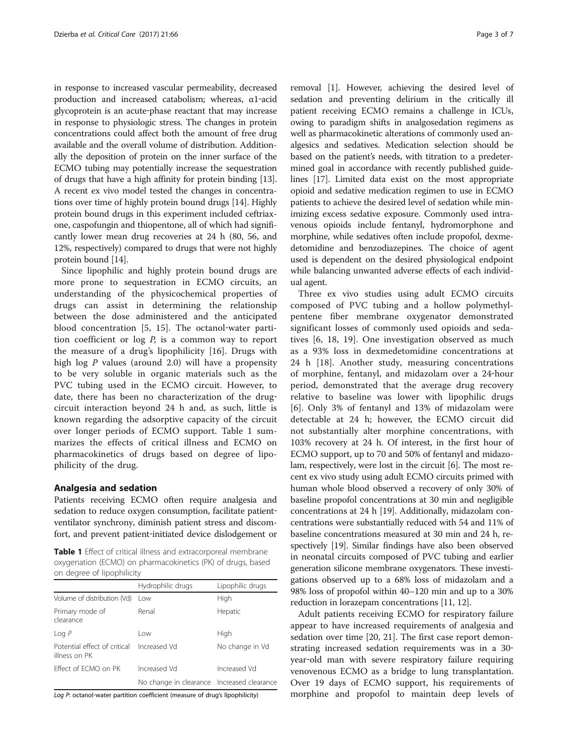in response to increased vascular permeability, decreased production and increased catabolism; whereas, α1-acid glycoprotein is an acute-phase reactant that may increase in response to physiologic stress. The changes in protein concentrations could affect both the amount of free drug available and the overall volume of distribution. Additionally the deposition of protein on the inner surface of the ECMO tubing may potentially increase the sequestration of drugs that have a high affinity for protein binding [13]. A recent ex vivo model tested the changes in concentrations over time of highly protein bound drugs [14]. Highly protein bound drugs in this experiment included ceftriaxone, caspofungin and thiopentone, all of which had significantly lower mean drug recoveries at 24 h (80, 56, and 12%, respectively) compared to drugs that were not highly protein bound [14].

Since lipophilic and highly protein bound drugs are more prone to sequestration in ECMO circuits, an understanding of the physicochemical properties of drugs can assist in determining the relationship between the dose administered and the anticipated blood concentration [5, 15]. The octanol-water partition coefficient or log *P*, is a common way to report the measure of a drug's lipophilicity [16]. Drugs with high log *P* values (around 2.0) will have a propensity to be very soluble in organic materials such as the PVC tubing used in the ECMO circuit. However, to date, there has been no characterization of the drug-circuit interaction beyond 24 h and, as such, little is known regarding the adsorptive capacity of the circuit over longer periods of ECMO support. Table 1 summarizes the effects of critical illness and ECMO on pharmacokinetics of drugs based on degree of lipophilicity of the drug.

## Analgesia and sedation

Patients receiving ECMO often require analgesia and sedation to reduce oxygen consumption, facilitate patient-ventilator synchrony, diminish patient stress and discomfort, and prevent patient-initiated device dislodgement or removal [1]. However, achieving the desired level of sedation and preventing delirium in the critically ill patient receiving ECMO remains a challenge in ICUs, owing to paradigm shifts in analgosedation regimens as well as pharmacokinetic alterations of commonly used analgesics and sedatives. Medication selection should be based on the patient's needs, with titration to a predetermined goal in accordance with recently published guidelines [17]. Limited data exist on the most appropriate opioid and sedative medication regimen to use in ECMO patients to achieve the desired level of sedation while minimizing excess sedative exposure. Commonly used intravenous opioids include fentanyl, hydromorphone and morphine, while sedatives often include propofol, dexmedetomidine and benzodiazepines. The choice of agent used is dependent on the desired physiological endpoint while balancing unwanted adverse effects of each individual agent.

**Table 1** Effect of critical illness and extracorporeal membrane oxygenation (ECMO) on pharmacokinetics (PK) of drugs, based on degree of lipophilicity

| | Hydrophilic drugs | Lipophilic drugs |
|---|---|---|
| Volume of distribution (Vd) | Low | High |
| Primary mode of clearance | Renal | Hepatic |
| Log *P* | Low | High |
| Potential effect of critical illness on PK | Increased Vd | No change in Vd |
| Effect of ECMO on PK | Increased Vd | Increased Vd |
| | No change in clearance | Increased clearance |

*Log P*: octanol-water partition coefficient (measure of drug's lipophilicity)

Three ex vivo studies using adult ECMO circuits composed of PVC tubing and a hollow polymethylpentene fiber membrane oxygenator demonstrated significant losses of commonly used opioids and sedatives [6, 18, 19]. One investigation observed as much as a 93% loss in dexmedetomidine concentrations at 24 h [18]. Another study, measuring concentrations of morphine, fentanyl, and midazolam over a 24-hour period, demonstrated that the average drug recovery relative to baseline was lower with lipophilic drugs [6]. Only 3% of fentanyl and 13% of midazolam were detectable at 24 h; however, the ECMO circuit did not substantially alter morphine concentrations, with 103% recovery at 24 h. Of interest, in the first hour of ECMO support, up to 70 and 50% of fentanyl and midazolam, respectively, were lost in the circuit [6]. The most recent ex vivo study using adult ECMO circuits primed with human whole blood observed a recovery of only 30% of baseline propofol concentrations at 30 min and negligible concentrations at 24 h [19]. Additionally, midazolam concentrations were substantially reduced with 54 and 11% of baseline concentrations measured at 30 min and 24 h, respectively [19]. Similar findings have also been observed in neonatal circuits composed of PVC tubing and earlier generation silicone membrane oxygenators. These investigations observed up to a 68% loss of midazolam and a 98% loss of propofol within 40–120 min and up to a 30% reduction in lorazepam concentrations [11, 12].

Adult patients receiving ECMO for respiratory failure appear to have increased requirements of analgesia and sedation over time [20, 21]. The first case report demonstrating increased sedation requirements was in a 30-year-old man with severe respiratory failure requiring venovenous ECMO as a bridge to lung transplantation. Over 19 days of ECMO support, his requirements of morphine and propofol to maintain deep levels of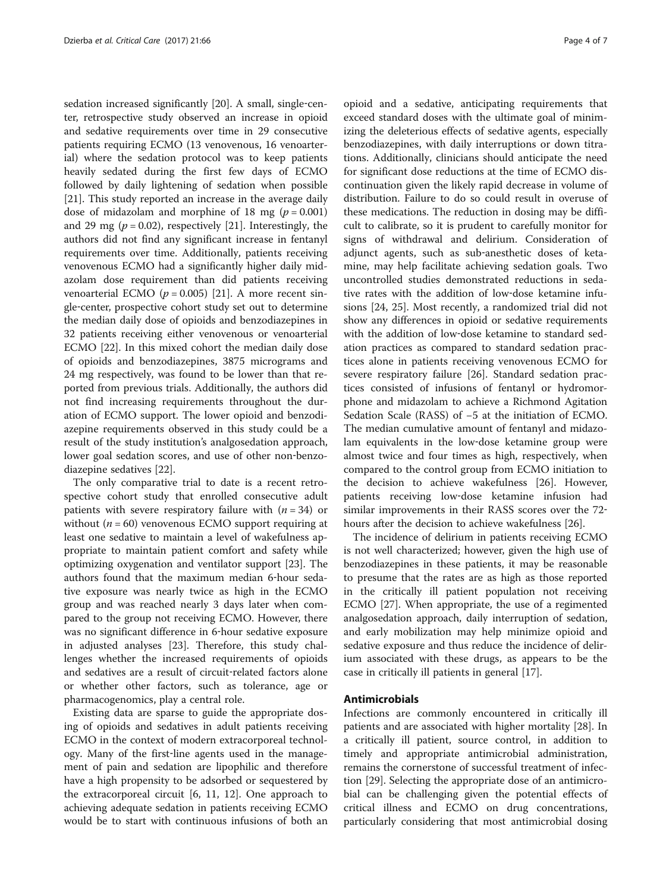sedation increased significantly [20]. A small, single-center, retrospective study observed an increase in opioid and sedative requirements over time in 29 consecutive patients requiring ECMO (13 venovenous, 16 venoarterial) where the sedation protocol was to keep patients heavily sedated during the first few days of ECMO followed by daily lightening of sedation when possible [21]. This study reported an increase in the average daily dose of midazolam and morphine of 18 mg ($p = 0.001$) and 29 mg ($p = 0.02$), respectively [21]. Interestingly, the authors did not find any significant increase in fentanyl requirements over time. Additionally, patients receiving venovenous ECMO had a significantly higher daily midazolam dose requirement than did patients receiving venoarterial ECMO ($p = 0.005$) [21]. A more recent single-center, prospective cohort study set out to determine the median daily dose of opioids and benzodiazepines in 32 patients receiving either venovenous or venoarterial ECMO [22]. In this mixed cohort the median daily dose of opioids and benzodiazepines, 3875 micrograms and 24 mg respectively, was found to be lower than that reported from previous trials. Additionally, the authors did not find increasing requirements throughout the duration of ECMO support. The lower opioid and benzodiazepine requirements observed in this study could be a result of the study institution's analgosedation approach, lower goal sedation scores, and use of other non-benzodiazepine sedatives [22].

The only comparative trial to date is a recent retrospective cohort study that enrolled consecutive adult patients with severe respiratory failure with ($n = 34$) or without ($n = 60$) venovenous ECMO support requiring at least one sedative to maintain a level of wakefulness appropriate to maintain patient comfort and safety while optimizing oxygenation and ventilator support [23]. The authors found that the maximum median 6-hour sedative exposure was nearly twice as high in the ECMO group and was reached nearly 3 days later when compared to the group not receiving ECMO. However, there was no significant difference in 6-hour sedative exposure in adjusted analyses [23]. Therefore, this study challenges whether the increased requirements of opioids and sedatives are a result of circuit-related factors alone or whether other factors, such as tolerance, age or pharmacogenomics, play a central role.

Existing data are sparse to guide the appropriate dosing of opioids and sedatives in adult patients receiving ECMO in the context of modern extracorporeal technology. Many of the first-line agents used in the management of pain and sedation are lipophilic and therefore have a high propensity to be adsorbed or sequestered by the extracorporeal circuit [6, 11, 12]. One approach to achieving adequate sedation in patients receiving ECMO would be to start with continuous infusions of both an opioid and a sedative, anticipating requirements that exceed standard doses with the ultimate goal of minimizing the deleterious effects of sedative agents, especially benzodiazepines, with daily interruptions or down titrations. Additionally, clinicians should anticipate the need for significant dose reductions at the time of ECMO discontinuation given the likely rapid decrease in volume of distribution. Failure to do so could result in overuse of these medications. The reduction in dosing may be difficult to calibrate, so it is prudent to carefully monitor for signs of withdrawal and delirium. Consideration of adjunct agents, such as sub-anesthetic doses of ketamine, may help facilitate achieving sedation goals. Two uncontrolled studies demonstrated reductions in sedative rates with the addition of low-dose ketamine infusions [24, 25]. Most recently, a randomized trial did not show any differences in opioid or sedative requirements with the addition of low-dose ketamine to standard sedation practices as compared to standard sedation practices alone in patients receiving venovenous ECMO for severe respiratory failure [26]. Standard sedation practices consisted of infusions of fentanyl or hydromorphone and midazolam to achieve a Richmond Agitation Sedation Scale (RASS) of −5 at the initiation of ECMO. The median cumulative amount of fentanyl and midazolam equivalents in the low-dose ketamine group were almost twice and four times as high, respectively, when compared to the control group from ECMO initiation to the decision to achieve wakefulness [26]. However, patients receiving low-dose ketamine infusion had similar improvements in their RASS scores over the 72-hours after the decision to achieve wakefulness [26].

The incidence of delirium in patients receiving ECMO is not well characterized; however, given the high use of benzodiazepines in these patients, it may be reasonable to presume that the rates are as high as those reported in the critically ill patient population not receiving ECMO [27]. When appropriate, the use of a regimented analgosedation approach, daily interruption of sedation, and early mobilization may help minimize opioid and sedative exposure and thus reduce the incidence of delirium associated with these drugs, as appears to be the case in critically ill patients in general [17].

## Antimicrobials

Infections are commonly encountered in critically ill patients and are associated with higher mortality [28]. In a critically ill patient, source control, in addition to timely and appropriate antimicrobial administration, remains the cornerstone of successful treatment of infection [29]. Selecting the appropriate dose of an antimicrobial can be challenging given the potential effects of critical illness and ECMO on drug concentrations, particularly considering that most antimicrobial dosing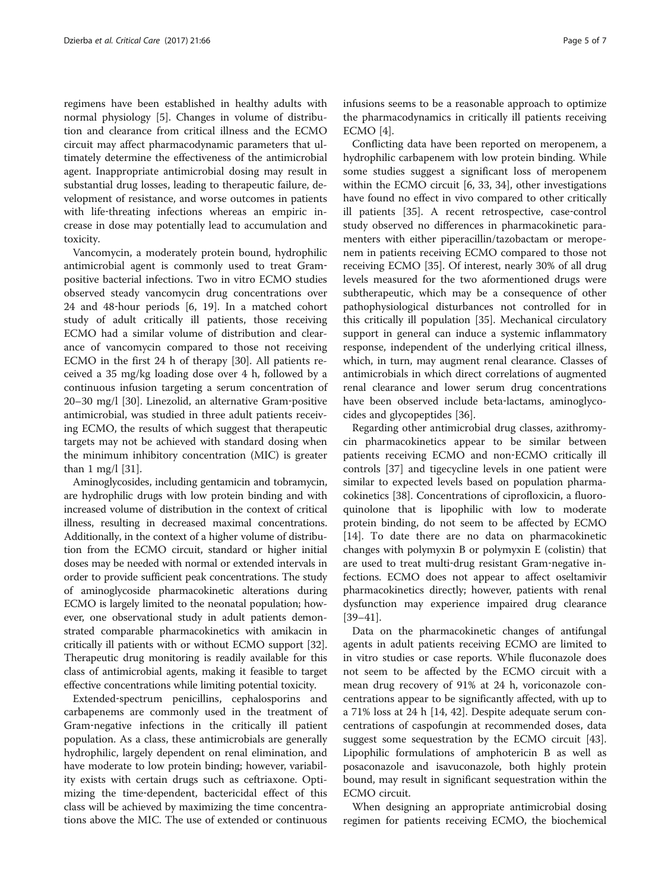regimens have been established in healthy adults with normal physiology [5]. Changes in volume of distribution and clearance from critical illness and the ECMO circuit may affect pharmacodynamic parameters that ultimately determine the effectiveness of the antimicrobial agent. Inappropriate antimicrobial dosing may result in substantial drug losses, leading to therapeutic failure, development of resistance, and worse outcomes in patients with life-threating infections whereas an empiric increase in dose may potentially lead to accumulation and toxicity.

Vancomycin, a moderately protein bound, hydrophilic antimicrobial agent is commonly used to treat Gram-positive bacterial infections. Two in vitro ECMO studies observed steady vancomycin drug concentrations over 24 and 48-hour periods [6, 19]. In a matched cohort study of adult critically ill patients, those receiving ECMO had a similar volume of distribution and clearance of vancomycin compared to those not receiving ECMO in the first 24 h of therapy [30]. All patients received a 35 mg/kg loading dose over 4 h, followed by a continuous infusion targeting a serum concentration of 20–30 mg/l [30]. Linezolid, an alternative Gram-positive antimicrobial, was studied in three adult patients receiving ECMO, the results of which suggest that therapeutic targets may not be achieved with standard dosing when the minimum inhibitory concentration (MIC) is greater than 1 mg/l [31].

Aminoglycosides, including gentamicin and tobramycin, are hydrophilic drugs with low protein binding and with increased volume of distribution in the context of critical illness, resulting in decreased maximal concentrations. Additionally, in the context of a higher volume of distribution from the ECMO circuit, standard or higher initial doses may be needed with normal or extended intervals in order to provide sufficient peak concentrations. The study of aminoglycoside pharmacokinetic alterations during ECMO is largely limited to the neonatal population; however, one observational study in adult patients demonstrated comparable pharmacokinetics with amikacin in critically ill patients with or without ECMO support [32]. Therapeutic drug monitoring is readily available for this class of antimicrobial agents, making it feasible to target effective concentrations while limiting potential toxicity.

Extended-spectrum penicillins, cephalosporins and carbapenems are commonly used in the treatment of Gram-negative infections in the critically ill patient population. As a class, these antimicrobials are generally hydrophilic, largely dependent on renal elimination, and have moderate to low protein binding; however, variability exists with certain drugs such as ceftriaxone. Optimizing the time-dependent, bactericidal effect of this class will be achieved by maximizing the time concentrations above the MIC. The use of extended or continuous infusions seems to be a reasonable approach to optimize the pharmacodynamics in critically ill patients receiving ECMO [4].

Conflicting data have been reported on meropenem, a hydrophilic carbapenem with low protein binding. While some studies suggest a significant loss of meropenem within the ECMO circuit [6, 33, 34], other investigations have found no effect in vivo compared to other critically ill patients [35]. A recent retrospective, case-control study observed no differences in pharmacokinetic paramenters with either piperacillin/tazobactam or meropenem in patients receiving ECMO compared to those not receiving ECMO [35]. Of interest, nearly 30% of all drug levels measured for the two aformentioned drugs were subtherapeutic, which may be a consequence of other pathophysiological disturbances not controlled for in this critically ill population [35]. Mechanical circulatory support in general can induce a systemic inflammatory response, independent of the underlying critical illness, which, in turn, may augment renal clearance. Classes of antimicrobials in which direct correlations of augmented renal clearance and lower serum drug concentrations have been observed include beta-lactams, aminoglycocides and glycopeptides [36].

Regarding other antimicrobial drug classes, azithromycin pharmacokinetics appear to be similar between patients receiving ECMO and non-ECMO critically ill controls [37] and tigecycline levels in one patient were similar to expected levels based on population pharmacokinetics [38]. Concentrations of ciprofloxicin, a fluoroquinolone that is lipophilic with low to moderate protein binding, do not seem to be affected by ECMO [14]. To date there are no data on pharmacokinetic changes with polymyxin B or polymyxin E (colistin) that are used to treat multi-drug resistant Gram-negative infections. ECMO does not appear to affect oseltamivir pharmacokinetics directly; however, patients with renal dysfunction may experience impaired drug clearance [39–41].

Data on the pharmacokinetic changes of antifungal agents in adult patients receiving ECMO are limited to in vitro studies or case reports. While fluconazole does not seem to be affected by the ECMO circuit with a mean drug recovery of 91% at 24 h, voriconazole concentrations appear to be significantly affected, with up to a 71% loss at 24 h [14, 42]. Despite adequate serum concentrations of caspofungin at recommended doses, data suggest some sequestration by the ECMO circuit [43]. Lipophilic formulations of amphotericin B as well as posaconazole and isavuconazole, both highly protein bound, may result in significant sequestration within the ECMO circuit.

When designing an appropriate antimicrobial dosing regimen for patients receiving ECMO, the biochemical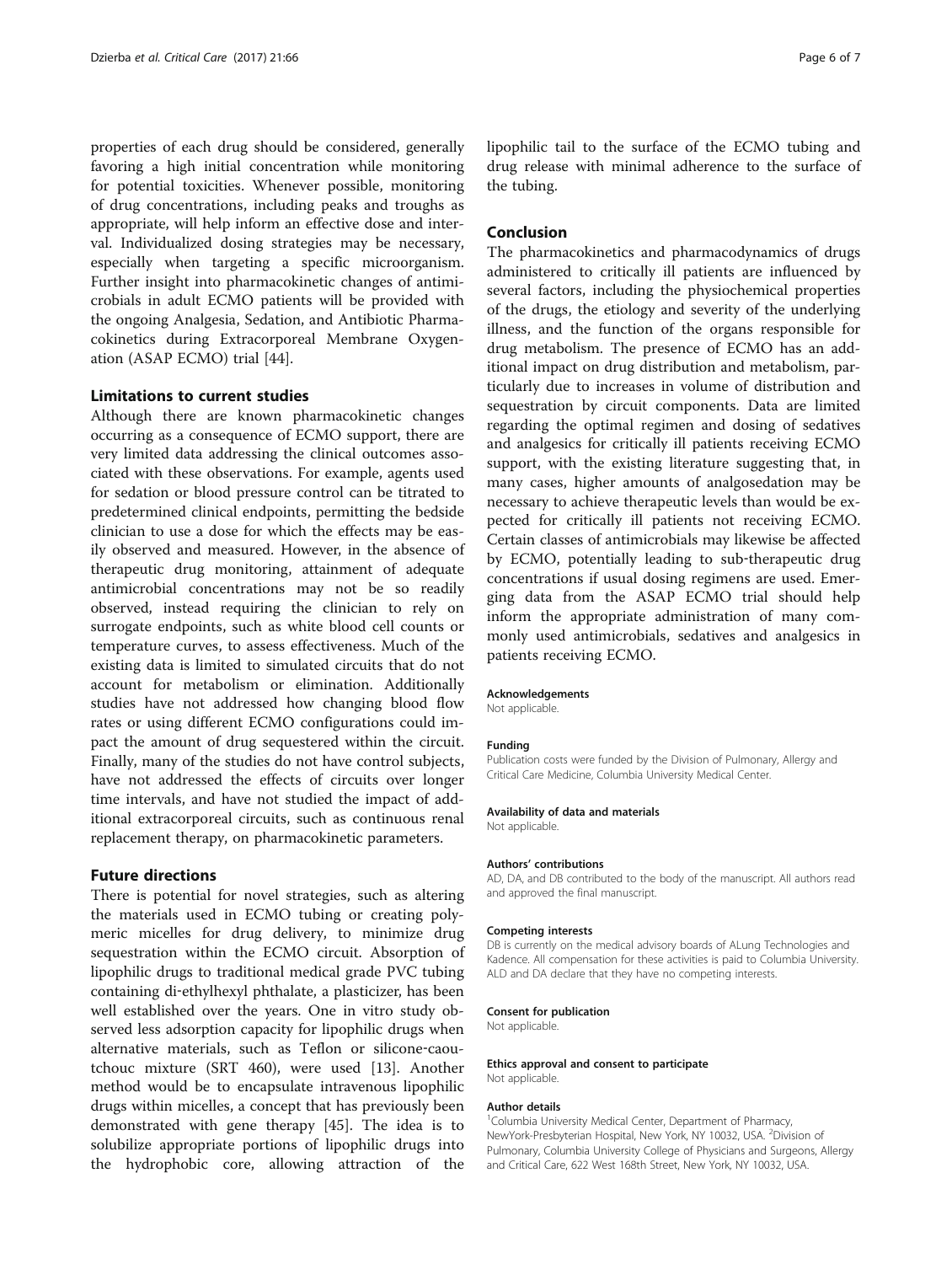properties of each drug should be considered, generally favoring a high initial concentration while monitoring for potential toxicities. Whenever possible, monitoring of drug concentrations, including peaks and troughs as appropriate, will help inform an effective dose and interval. Individualized dosing strategies may be necessary, especially when targeting a specific microorganism. Further insight into pharmacokinetic changes of antimicrobials in adult ECMO patients will be provided with the ongoing Analgesia, Sedation, and Antibiotic Pharmacokinetics during Extracorporeal Membrane Oxygenation (ASAP ECMO) trial [44].

## Limitations to current studies

Although there are known pharmacokinetic changes occurring as a consequence of ECMO support, there are very limited data addressing the clinical outcomes associated with these observations. For example, agents used for sedation or blood pressure control can be titrated to predetermined clinical endpoints, permitting the bedside clinician to use a dose for which the effects may be easily observed and measured. However, in the absence of therapeutic drug monitoring, attainment of adequate antimicrobial concentrations may not be so readily observed, instead requiring the clinician to rely on surrogate endpoints, such as white blood cell counts or temperature curves, to assess effectiveness. Much of the existing data is limited to simulated circuits that do not account for metabolism or elimination. Additionally studies have not addressed how changing blood flow rates or using different ECMO configurations could impact the amount of drug sequestered within the circuit. Finally, many of the studies do not have control subjects, have not addressed the effects of circuits over longer time intervals, and have not studied the impact of additional extracorporeal circuits, such as continuous renal replacement therapy, on pharmacokinetic parameters.

## Future directions

There is potential for novel strategies, such as altering the materials used in ECMO tubing or creating polymeric micelles for drug delivery, to minimize drug sequestration within the ECMO circuit. Absorption of lipophilic drugs to traditional medical grade PVC tubing containing di-ethylhexyl phthalate, a plasticizer, has been well established over the years. One in vitro study observed less adsorption capacity for lipophilic drugs when alternative materials, such as Teflon or silicone-caoutchouc mixture (SRT 460), were used [13]. Another method would be to encapsulate intravenous lipophilic drugs within micelles, a concept that has previously been demonstrated with gene therapy [45]. The idea is to solubilize appropriate portions of lipophilic drugs into the hydrophobic core, allowing attraction of the lipophilic tail to the surface of the ECMO tubing and drug release with minimal adherence to the surface of the tubing.

## Conclusion

The pharmacokinetics and pharmacodynamics of drugs administered to critically ill patients are influenced by several factors, including the physiochemical properties of the drugs, the etiology and severity of the underlying illness, and the function of the organs responsible for drug metabolism. The presence of ECMO has an additional impact on drug distribution and metabolism, particularly due to increases in volume of distribution and sequestration by circuit components. Data are limited regarding the optimal regimen and dosing of sedatives and analgesics for critically ill patients receiving ECMO support, with the existing literature suggesting that, in many cases, higher amounts of analgosedation may be necessary to achieve therapeutic levels than would be expected for critically ill patients not receiving ECMO. Certain classes of antimicrobials may likewise be affected by ECMO, potentially leading to sub-therapeutic drug concentrations if usual dosing regimens are used. Emerging data from the ASAP ECMO trial should help inform the appropriate administration of many commonly used antimicrobials, sedatives and analgesics in patients receiving ECMO.

#### Acknowledgements

Not applicable.

#### Funding

Publication costs were funded by the Division of Pulmonary, Allergy and Critical Care Medicine, Columbia University Medical Center.

#### Availability of data and materials

Not applicable.

#### Authors' contributions

AD, DA, and DB contributed to the body of the manuscript. All authors read and approved the final manuscript.

#### Competing interests

DB is currently on the medical advisory boards of ALung Technologies and Kadence. All compensation for these activities is paid to Columbia University. ALD and DA declare that they have no competing interests.

#### Consent for publication

Not applicable.

#### Ethics approval and consent to participate

Not applicable.

#### Author details

[1]Columbia University Medical Center, Department of Pharmacy, NewYork-Presbyterian Hospital, New York, NY 10032, USA. [2]Division of Pulmonary, Columbia University College of Physicians and Surgeons, Allergy and Critical Care, 622 West 168th Street, New York, NY 10032, USA.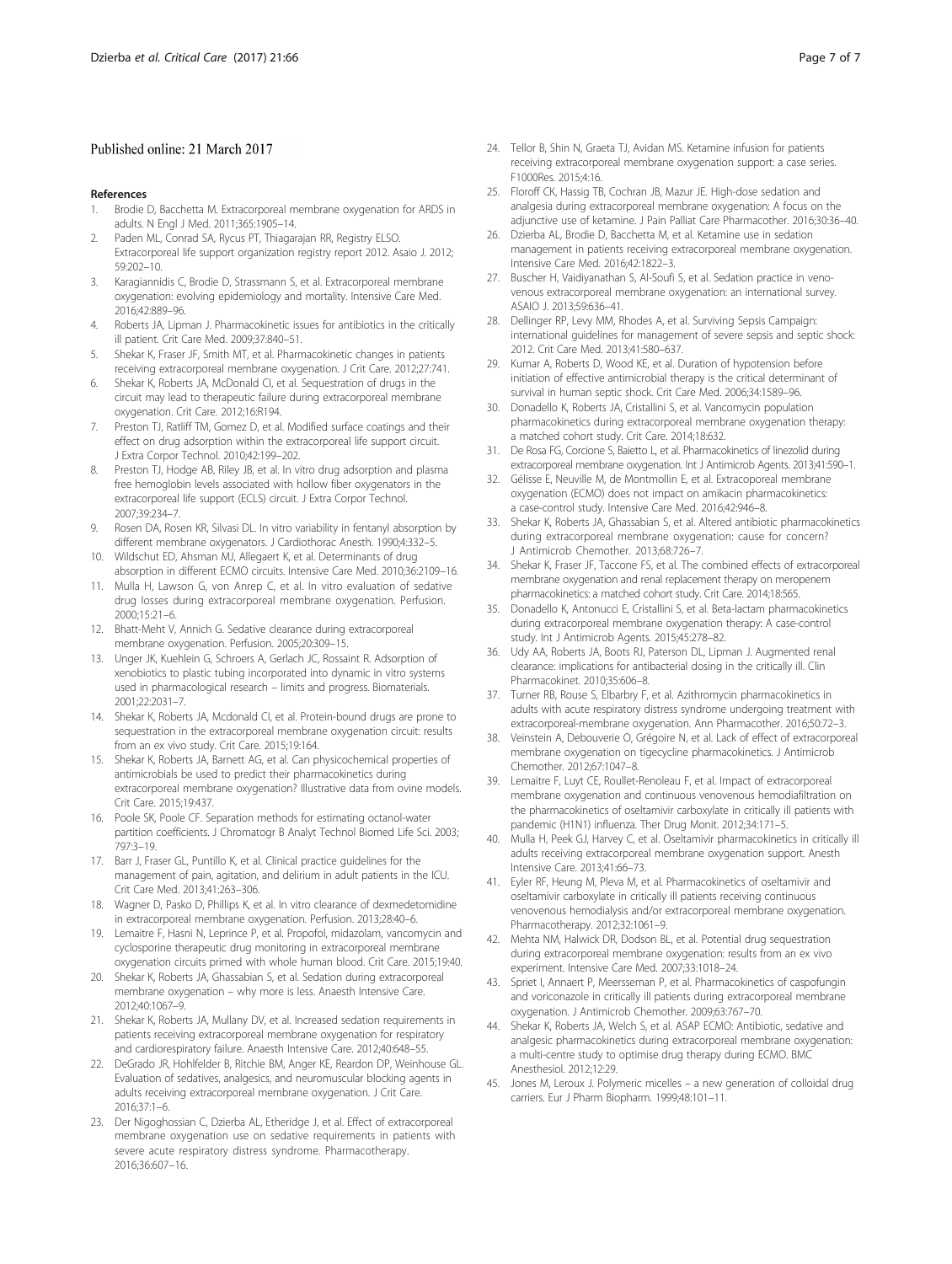Published online: 21 March 2017

## References

1. Brodie D, Bacchetta M. Extracorporeal membrane oxygenation for ARDS in adults. N Engl J Med. 2011;365:1905–14.
2. Paden ML, Conrad SA, Rycus PT, Thiagarajan RR, Registry ELSO. Extracorporeal life support organization registry report 2012. Asaio J. 2012; 59:202–10.
3. Karagiannidis C, Brodie D, Strassmann S, et al. Extracorporeal membrane oxygenation: evolving epidemiology and mortality. Intensive Care Med. 2016;42:889–96.
4. Roberts JA, Lipman J. Pharmacokinetic issues for antibiotics in the critically ill patient. Crit Care Med. 2009;37:840–51.
5. Shekar K, Fraser JF, Smith MT, et al. Pharmacokinetic changes in patients receiving extracorporeal membrane oxygenation. J Crit Care. 2012;27:741.
6. Shekar K, Roberts JA, McDonald CI, et al. Sequestration of drugs in the circuit may lead to therapeutic failure during extracorporeal membrane oxygenation. Crit Care. 2012;16:R194.
7. Preston TJ, Ratliff TM, Gomez D, et al. Modified surface coatings and their effect on drug adsorption within the extracorporeal life support circuit. J Extra Corpor Technol. 2010;42:199–202.
8. Preston TJ, Hodge AB, Riley JB, et al. In vitro drug adsorption and plasma free hemoglobin levels associated with hollow fiber oxygenators in the extracorporeal life support (ECLS) circuit. J Extra Corpor Technol. 2007;39:234–7.
9. Rosen DA, Rosen KR, Silvasi DL. In vitro variability in fentanyl absorption by different membrane oxygenators. J Cardiothorac Anesth. 1990;4:332–5.
10. Wildschut ED, Ahsman MJ, Allegaert K, et al. Determinants of drug absorption in different ECMO circuits. Intensive Care Med. 2010;36:2109–16.
11. Mulla H, Lawson G, von Anrep C, et al. In vitro evaluation of sedative drug losses during extracorporeal membrane oxygenation. Perfusion. 2000;15:21–6.
12. Bhatt-Meht V, Annich G. Sedative clearance during extracorporeal membrane oxygenation. Perfusion. 2005;20:309–15.
13. Unger JK, Kuehlein G, Schroers A, Gerlach JC, Rossaint R. Adsorption of xenobiotics to plastic tubing incorporated into dynamic in vitro systems used in pharmacological research – limits and progress. Biomaterials. 2001;22:2031–7.
14. Shekar K, Roberts JA, Mcdonald CI, et al. Protein-bound drugs are prone to sequestration in the extracorporeal membrane oxygenation circuit: results from an ex vivo study. Crit Care. 2015;19:164.
15. Shekar K, Roberts JA, Barnett AG, et al. Can physicochemical properties of antimicrobials be used to predict their pharmacokinetics during extracorporeal membrane oxygenation? Illustrative data from ovine models. Crit Care. 2015;19:437.
16. Poole SK, Poole CF. Separation methods for estimating octanol-water partition coefficients. J Chromatogr B Analyt Technol Biomed Life Sci. 2003; 797:3–19.
17. Barr J, Fraser GL, Puntillo K, et al. Clinical practice guidelines for the management of pain, agitation, and delirium in adult patients in the ICU. Crit Care Med. 2013;41:263–306.
18. Wagner D, Pasko D, Phillips K, et al. In vitro clearance of dexmedetomidine in extracorporeal membrane oxygenation. Perfusion. 2013;28:40–6.
19. Lemaitre F, Hasni N, Leprince P, et al. Propofol, midazolam, vancomycin and cyclosporine therapeutic drug monitoring in extracorporeal membrane oxygenation circuits primed with whole human blood. Crit Care. 2015;19:40.
20. Shekar K, Roberts JA, Ghassabian S, et al. Sedation during extracorporeal membrane oxygenation – why more is less. Anaesth Intensive Care. 2012;40:1067–9.
21. Shekar K, Roberts JA, Mullany DV, et al. Increased sedation requirements in patients receiving extracorporeal membrane oxygenation for respiratory and cardiorespiratory failure. Anaesth Intensive Care. 2012;40:648–55.
22. DeGrado JR, Hohlfelder B, Ritchie BM, Anger KE, Reardon DP, Weinhouse GL. Evaluation of sedatives, analgesics, and neuromuscular blocking agents in adults receiving extracorporeal membrane oxygenation. J Crit Care. 2016;37:1–6.
23. Der Nigoghossian C, Dzierba AL, Etheridge J, et al. Effect of extracorporeal membrane oxygenation use on sedative requirements in patients with severe acute respiratory distress syndrome. Pharmacotherapy. 2016;36:607–16.
24. Tellor B, Shin N, Graeta TJ, Avidan MS. Ketamine infusion for patients receiving extracorporeal membrane oxygenation support: a case series. F1000Res. 2015;4:16.
25. Floroff CK, Hassig TB, Cochran JB, Mazur JE. High-dose sedation and analgesia during extracorporeal membrane oxygenation: A focus on the adjunctive use of ketamine. J Pain Palliat Care Pharmacother. 2016;30:36–40.
26. Dzierba AL, Brodie D, Bacchetta M, et al. Ketamine use in sedation management in patients receiving extracorporeal membrane oxygenation. Intensive Care Med. 2016;42:1822–3.
27. Buscher H, Vaidiyanathan S, Al-Soufi S, et al. Sedation practice in veno-venous extracorporeal membrane oxygenation: an international survey. ASAIO J. 2013;59:636–41.
28. Dellinger RP, Levy MM, Rhodes A, et al. Surviving Sepsis Campaign: international guidelines for management of severe sepsis and septic shock: 2012. Crit Care Med. 2013;41:580–637.
29. Kumar A, Roberts D, Wood KE, et al. Duration of hypotension before initiation of effective antimicrobial therapy is the critical determinant of survival in human septic shock. Crit Care Med. 2006;34:1589–96.
30. Donadello K, Roberts JA, Cristallini S, et al. Vancomycin population pharmacokinetics during extracorporeal membrane oxygenation therapy: a matched cohort study. Crit Care. 2014;18:632.
31. De Rosa FG, Corcione S, Baietto L, et al. Pharmacokinetics of linezolid during extracorporeal membrane oxygenation. Int J Antimicrob Agents. 2013;41:590–1.
32. Gélisse E, Neuville M, de Montmollin E, et al. Extracorporeal membrane oxygenation (ECMO) does not impact on amikacin pharmacokinetics: a case-control study. Intensive Care Med. 2016;42:946–8.
33. Shekar K, Roberts JA, Ghassabian S, et al. Altered antibiotic pharmacokinetics during extracorporeal membrane oxygenation: cause for concern? J Antimicrob Chemother. 2013;68:726–7.
34. Shekar K, Fraser JF, Taccone FS, et al. The combined effects of extracorporeal membrane oxygenation and renal replacement therapy on meropenem pharmacokinetics: a matched cohort study. Crit Care. 2014;18:565.
35. Donadello K, Antonucci E, Cristallini S, et al. Beta-lactam pharmacokinetics during extracorporeal membrane oxygenation therapy: A case-control study. Int J Antimicrob Agents. 2015;45:278–82.
36. Udy AA, Roberts JA, Boots RJ, Paterson DL, Lipman J. Augmented renal clearance: implications for antibacterial dosing in the critically ill. Clin Pharmacokinet. 2010;35:606–8.
37. Turner RB, Rouse S, Elbarbry F, et al. Azithromycin pharmacokinetics in adults with acute respiratory distress syndrome undergoing treatment with extracorporeal-membrane oxygenation. Ann Pharmacother. 2016;50:72–3.
38. Veinstein A, Debouverie O, Grégoire N, et al. Lack of effect of extracorporeal membrane oxygenation on tigecycline pharmacokinetics. J Antimicrob Chemother. 2012;67:1047–8.
39. Lemaitre F, Luyt CE, Roullet-Renoleau F, et al. Impact of extracorporeal membrane oxygenation and continuous venovenous hemodiafiltration on the pharmacokinetics of oseltamivir carboxylate in critically ill patients with pandemic (H1N1) influenza. Ther Drug Monit. 2012;34:171–5.
40. Mulla H, Peek GJ, Harvey C, et al. Oseltamivir pharmacokinetics in critically ill adults receiving extracorporeal membrane oxygenation support. Anesth Intensive Care. 2013;41:66–73.
41. Eyler RF, Heung M, Pleva M, et al. Pharmacokinetics of oseltamivir and oseltamivir carboxylate in critically ill patients receiving continuous venovenous hemodialysis and/or extracorporeal membrane oxygenation. Pharmacotherapy. 2012;32:1061–9.
42. Mehta NM, Halwick DR, Dodson BL, et al. Potential drug sequestration during extracorporeal membrane oxygenation: results from an ex vivo experiment. Intensive Care Med. 2007;33:1018–24.
43. Spriet I, Annaert P, Meersseman P, et al. Pharmacokinetics of caspofungin and voriconazole in critically ill patients during extracorporeal membrane oxygenation. J Antimicrob Chemother. 2009;63:767–70.
44. Shekar K, Roberts JA, Welch S, et al. ASAP ECMO: Antibiotic, sedative and analgesic pharmacokinetics during extracorporeal membrane oxygenation: a multi-centre study to optimise drug therapy during ECMO. BMC Anesthesiol. 2012;12:29.
45. Jones M, Leroux J. Polymeric micelles – a new generation of colloidal drug carriers. Eur J Pharm Biopharm. 1999;48:101–11.